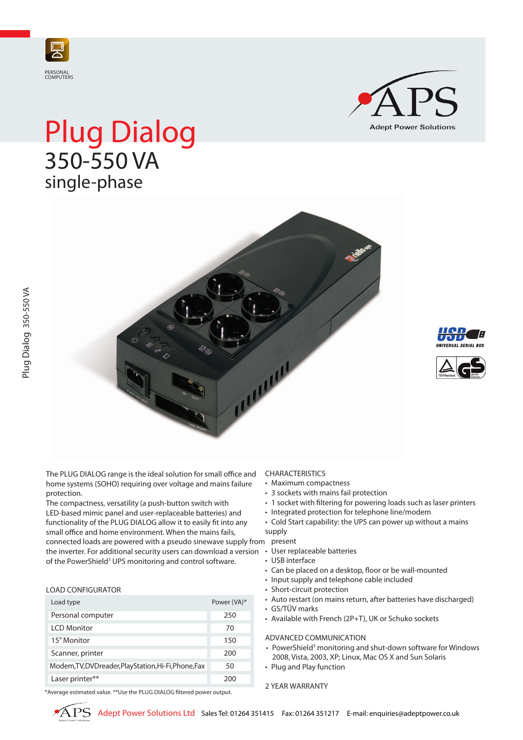PERSONAL COMPUTERS

APS
Adept Power Solutions

# Plug Dialog
## 350-550 VA
## single-phase

The PLUG DIALOG range is the ideal solution for small office and home systems (SOHO) requiring over voltage and mains failure protection.
The compactness, versatility (a push-button switch with LED-based mimic panel and user-replaceable batteries) and functionality of the PLUG DIALOG allow it to easily fit into any small office and home environment. When the mains fails, connected loads are powered with a pseudo sinewave supply from the inverter. For additional security users can download a version of the PowerShield[3] UPS monitoring and control software.

### LOAD CONFIGURATOR

| Load type | Power (VA)* |
|---|---|
| Personal computer | 250 |
| LCD Monitor | 70 |
| 15" Monitor | 150 |
| Scanner, printer | 200 |
| Modem,TV,DVDreader,PlayStation,Hi-Fi,Phone,Fax | 50 |
| Laser printer** | 200 |

*Average estimated value. **Use the PLUG DIALOG filtered power output.

### CHARACTERISTICS

- Maximum compactness
- 3 sockets with mains fail protection
- 1 socket with filtering for powering loads such as laser printers
- Integrated protection for telephone line/modem
- Cold Start capability: the UPS can power up without a mains supply present
- User replaceable batteries
- USB interface
- Can be placed on a desktop, floor or be wall-mounted
- Input supply and telephone cable included
- Short-circuit protection
- Auto restart (on mains return, after batteries have discharged)
- GS/TÜV marks
- Available with French (2P+T), UK or Schuko sockets

### ADVANCED COMMUNICATION

- PowerShield[3] monitoring and shut-down software for Windows 2008, Vista, 2003, XP; Linux, Mac OS X and Sun Solaris
- Plug and Play function

### 2 YEAR WARRANTY

APS Adept Power Solutions Ltd Sales Tel: 01264 351415 Fax: 01264 351217 E-mail: enquiries@adeptpower.co.uk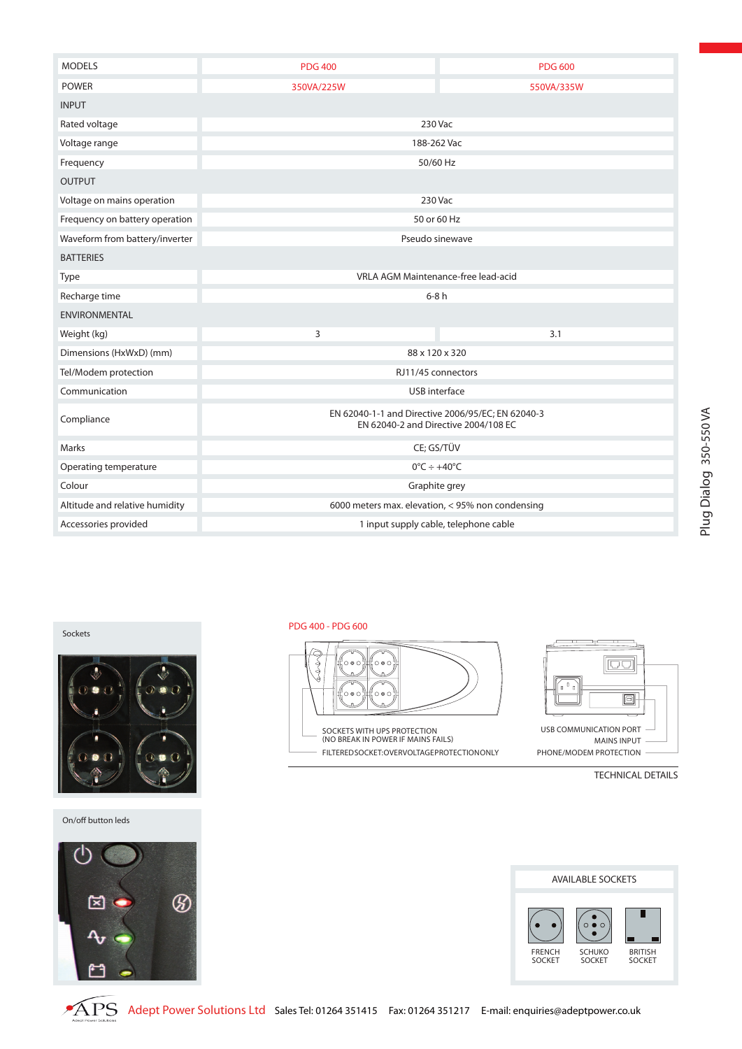| MODELS | PDG 400 | PDG 600 |
|---|---|---|
| POWER | 350VA/225W | 550VA/335W |
| INPUT | | |
| Rated voltage | 230 Vac | |
| Voltage range | 188-262 Vac | |
| Frequency | 50/60 Hz | |
| OUTPUT | | |
| Voltage on mains operation | 230 Vac | |
| Frequency on battery operation | 50 or 60 Hz | |
| Waveform from battery/inverter | Pseudo sinewave | |
| BATTERIES | | |
| Type | VRLA AGM Maintenance-free lead-acid | |
| Recharge time | 6-8 h | |
| ENVIRONMENTAL | | |
| Weight (kg) | 3 | 3.1 |
| Dimensions (HxWxD) (mm) | 88 x 120 x 320 | |
| Tel/Modem protection | RJ11/45 connectors | |
| Communication | USB interface | |
| Compliance | EN 62040-1-1 and Directive 2006/95/EC; EN 62040-3 EN 62040-2 and Directive 2004/108 EC | |
| Marks | CE; GS/TÜV | |
| Operating temperature | 0°C ÷ +40°C | |
| Colour | Graphite grey | |
| Altitude and relative humidity | 6000 meters max. elevation, < 95% non condensing | |
| Accessories provided | 1 input supply cable, telephone cable | |

Plug Dialog 350-550 VA

Sockets

On/off button leds

PDG 400 - PDG 600

SOCKETS WITH UPS PROTECTION
(NO BREAK IN POWER IF MAINS FAILS)

FILTERED SOCKET: OVERVOLTAGE PROTECTION ONLY

USB COMMUNICATION PORT

MAINS INPUT

PHONE/MODEM PROTECTION

TECHNICAL DETAILS

AVAILABLE SOCKETS

FRENCH SOCKET

SCHUKO SOCKET

BRITISH SOCKET

Adept Power Solutions Ltd Sales Tel: 01264 351415 Fax: 01264 351217 E-mail: enquiries@adeptpower.co.uk